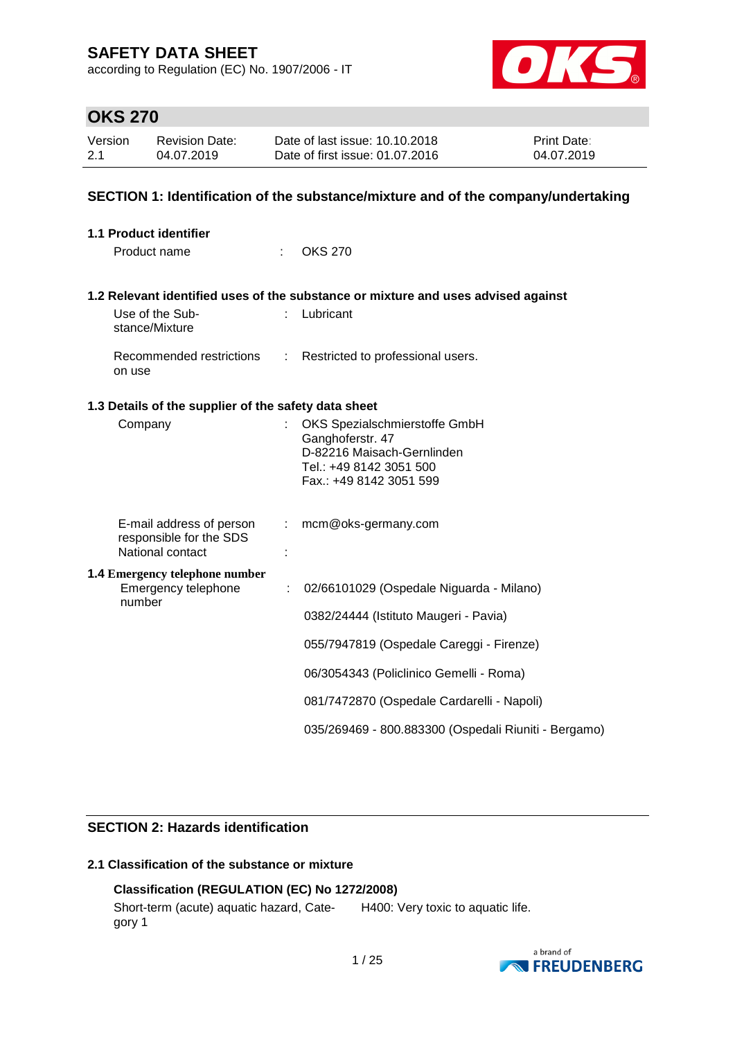# SAFETY DATA SHEET

according to Regulation (EC) No. 1907/2006 - IT

## OKS 270

| Version | Revision Date: | Date of last issue: 10.10.2018 | Print Date: |
|---|---|---|---|
| 2.1 | 04.07.2019 | Date of first issue: 01.07.2016 | 04.07.2019 |

## SECTION 1: Identification of the substance/mixture and of the company/undertaking

### 1.1 Product identifier

Product name : OKS 270

### 1.2 Relevant identified uses of the substance or mixture and uses advised against

Use of the Substance/Mixture : Lubricant

Recommended restrictions on use : Restricted to professional users.

### 1.3 Details of the supplier of the safety data sheet

Company : OKS Spezialschmierstoffe GmbH
Ganghoferstr. 47
D-82216 Maisach-Gernlinden
Tel.: +49 8142 3051 500
Fax.: +49 8142 3051 599

E-mail address of person responsible for the SDS : mcm@oks-germany.com

National contact :

### 1.4 Emergency telephone number

Emergency telephone number : 02/66101029 (Ospedale Niguarda - Milano)

0382/24444 (Istituto Maugeri - Pavia)

055/7947819 (Ospedale Careggi - Firenze)

06/3054343 (Policlinico Gemelli - Roma)

081/7472870 (Ospedale Cardarelli - Napoli)

035/269469 - 800.883300 (Ospedali Riuniti - Bergamo)

## SECTION 2: Hazards identification

### 2.1 Classification of the substance or mixture

**Classification (REGULATION (EC) No 1272/2008)**

Short-term (acute) aquatic hazard, Category 1 H400: Very toxic to aquatic life.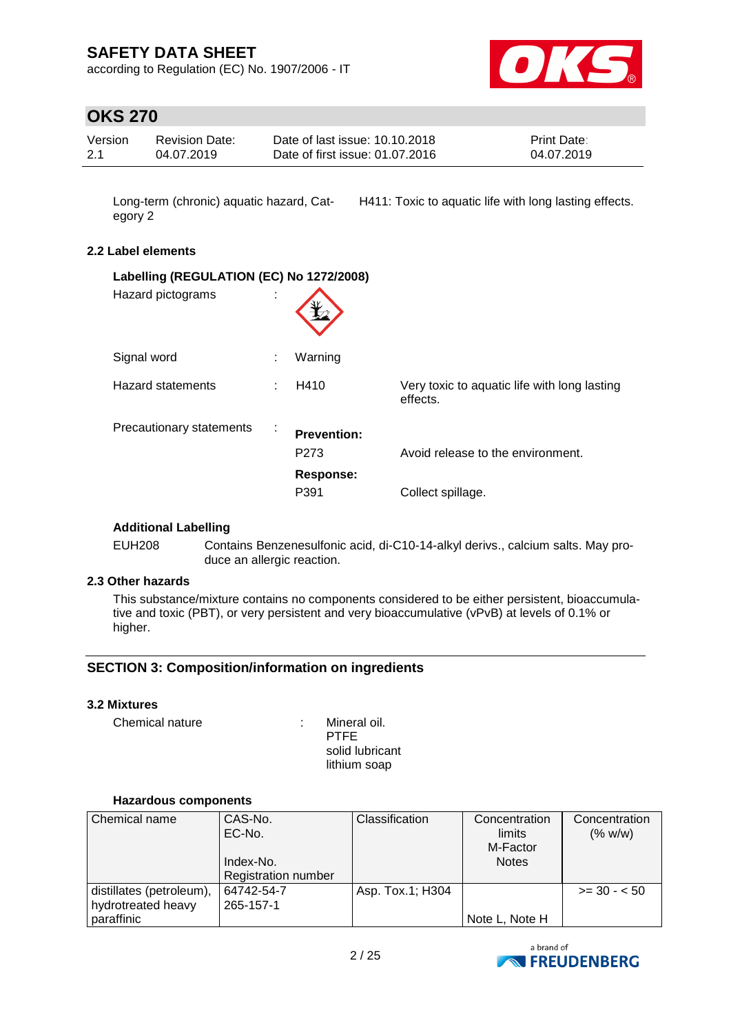| | |
|---|---|
| Long-term (chronic) aquatic hazard, Category 2 | H411: Toxic to aquatic life with long lasting effects. |

### 2.2 Label elements

**Labelling (REGULATION (EC) No 1272/2008)**

Hazard pictograms :

Signal word : Warning

Hazard statements : H410 Very toxic to aquatic life with long lasting effects.

Precautionary statements :

**Prevention:**

P273 Avoid release to the environment.

**Response:**

P391 Collect spillage.

**Additional Labelling**

EUH208 Contains Benzenesulfonic acid, di-C10-14-alkyl derivs., calcium salts. May produce an allergic reaction.

### 2.3 Other hazards

This substance/mixture contains no components considered to be either persistent, bioaccumulative and toxic (PBT), or very persistent and very bioaccumulative (vPvB) at levels of 0.1% or higher.

## SECTION 3: Composition/information on ingredients

### 3.2 Mixtures

Chemical nature : Mineral oil.
PTFE
solid lubricant
lithium soap

**Hazardous components**

| Chemical name | CAS-No.<br>EC-No.<br><br>Index-No.<br>Registration number | Classification | Concentration limits<br>M-Factor<br>Notes | Concentration (% w/w) |
|---|---|---|---|---|
| distillates (petroleum), hydrotreated heavy paraffinic | 64742-54-7<br>265-157-1 | Asp. Tox.1; H304 | Note L, Note H | >= 30 - < 50 |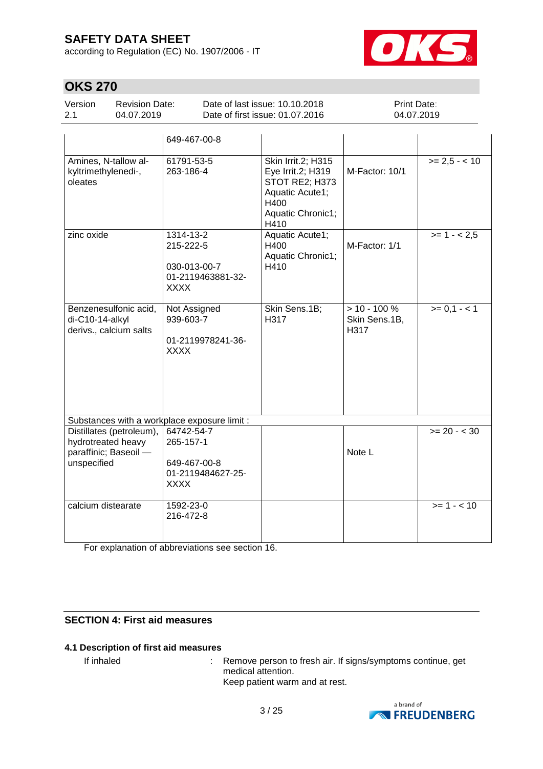| | | | | |
|---|---|---|---|---|
| | 649-467-00-8 | | | |
| Amines, N-tallow al-kyltrimethylenedi-, oleates | 61791-53-5<br>263-186-4 | Skin Irrit.2; H315<br>Eye Irrit.2; H319<br>STOT RE2; H373<br>Aquatic Acute1; H400<br>Aquatic Chronic1; H410 | M-Factor: 10/1 | >= 2,5 - < 10 |
| zinc oxide | 1314-13-2<br>215-222-5<br><br>030-013-00-7<br>01-2119463881-32-XXXX | Aquatic Acute1; H400<br>Aquatic Chronic1; H410 | M-Factor: 1/1 | >= 1 - < 2,5 |
| Benzenesulfonic acid, di-C10-14-alkyl derivs., calcium salts | Not Assigned<br>939-603-7<br><br>01-2119978241-36-XXXX | Skin Sens.1B; H317 | > 10 - 100 %<br>Skin Sens.1B, H317 | >= 0,1 - < 1 |
| Substances with a workplace exposure limit : | | | | |
| Distillates (petroleum), hydrotreated heavy paraffinic; Baseoil — unspecified | 64742-54-7<br>265-157-1<br><br>649-467-00-8<br>01-2119484627-25-XXXX | | Note L | >= 20 - < 30 |
| calcium distearate | 1592-23-0<br>216-472-8 | | | >= 1 - < 10 |

For explanation of abbreviations see section 16.

## SECTION 4: First aid measures

### 4.1 Description of first aid measures

If inhaled : Remove person to fresh air. If signs/symptoms continue, get medical attention.
Keep patient warm and at rest.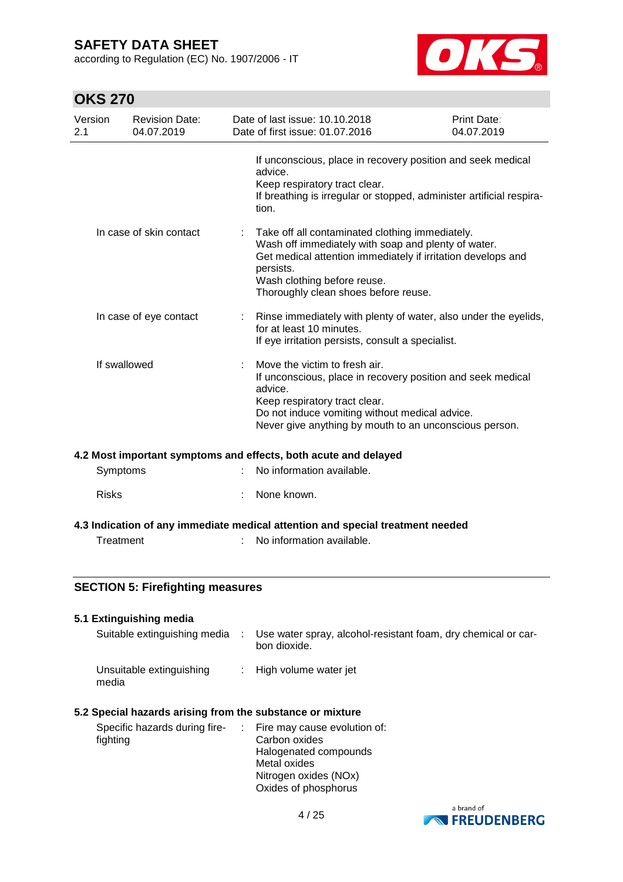If unconscious, place in recovery position and seek medical advice.
Keep respiratory tract clear.
If breathing is irregular or stopped, administer artificial respiration.

| | | |
|---|---|---|
| In case of skin contact | : | Take off all contaminated clothing immediately.<br>Wash off immediately with soap and plenty of water.<br>Get medical attention immediately if irritation develops and persists.<br>Wash clothing before reuse.<br>Thoroughly clean shoes before reuse. |
| In case of eye contact | : | Rinse immediately with plenty of water, also under the eyelids, for at least 10 minutes.<br>If eye irritation persists, consult a specialist. |
| If swallowed | : | Move the victim to fresh air.<br>If unconscious, place in recovery position and seek medical advice.<br>Keep respiratory tract clear.<br>Do not induce vomiting without medical advice.<br>Never give anything by mouth to an unconscious person. |

### 4.2 Most important symptoms and effects, both acute and delayed

| | | |
|---|---|---|
| Symptoms | : | No information available. |
| Risks | : | None known. |

### 4.3 Indication of any immediate medical attention and special treatment needed

| | | |
|---|---|---|
| Treatment | : | No information available. |

## SECTION 5: Firefighting measures

### 5.1 Extinguishing media

| | | |
|---|---|---|
| Suitable extinguishing media | : | Use water spray, alcohol-resistant foam, dry chemical or carbon dioxide. |
| Unsuitable extinguishing media | : | High volume water jet |

### 5.2 Special hazards arising from the substance or mixture

| | | |
|---|---|---|
| Specific hazards during fire-fighting | : | Fire may cause evolution of:<br>Carbon oxides<br>Halogenated compounds<br>Metal oxides<br>Nitrogen oxides (NOx)<br>Oxides of phosphorus |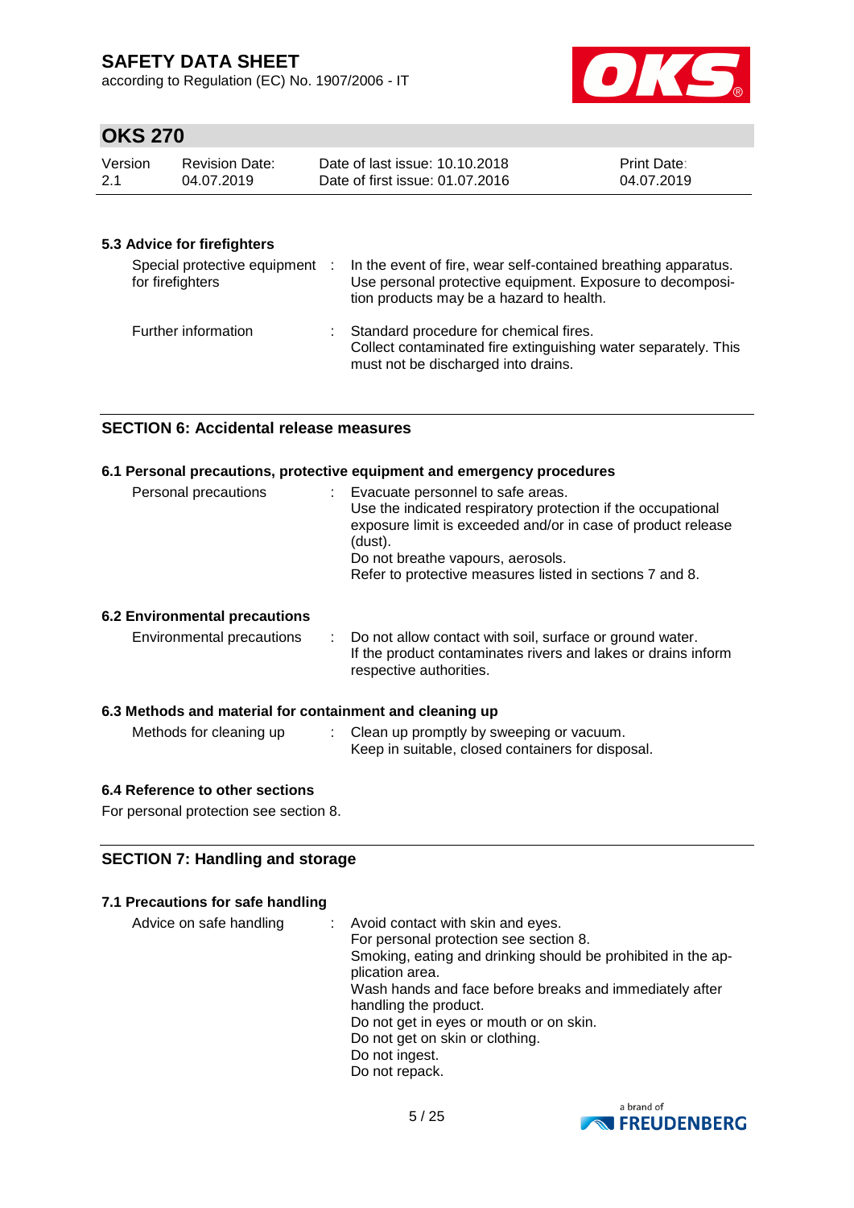#### 5.3 Advice for firefighters

| | |
|---|---|
| Special protective equipment for firefighters | : In the event of fire, wear self-contained breathing apparatus. Use personal protective equipment. Exposure to decomposition products may be a hazard to health. |
| Further information | : Standard procedure for chemical fires. Collect contaminated fire extinguishing water separately. This must not be discharged into drains. |

## SECTION 6: Accidental release measures

#### 6.1 Personal precautions, protective equipment and emergency procedures

| | |
|---|---|
| Personal precautions | : Evacuate personnel to safe areas. Use the indicated respiratory protection if the occupational exposure limit is exceeded and/or in case of product release (dust). Do not breathe vapours, aerosols. Refer to protective measures listed in sections 7 and 8. |

#### 6.2 Environmental precautions

| | |
|---|---|
| Environmental precautions | : Do not allow contact with soil, surface or ground water. If the product contaminates rivers and lakes or drains inform respective authorities. |

#### 6.3 Methods and material for containment and cleaning up

| | |
|---|---|
| Methods for cleaning up | : Clean up promptly by sweeping or vacuum. Keep in suitable, closed containers for disposal. |

#### 6.4 Reference to other sections

For personal protection see section 8.

## SECTION 7: Handling and storage

#### 7.1 Precautions for safe handling

| | |
|---|---|
| Advice on safe handling | : Avoid contact with skin and eyes. For personal protection see section 8. Smoking, eating and drinking should be prohibited in the application area. Wash hands and face before breaks and immediately after handling the product. Do not get in eyes or mouth or on skin. Do not get on skin or clothing. Do not ingest. Do not repack. |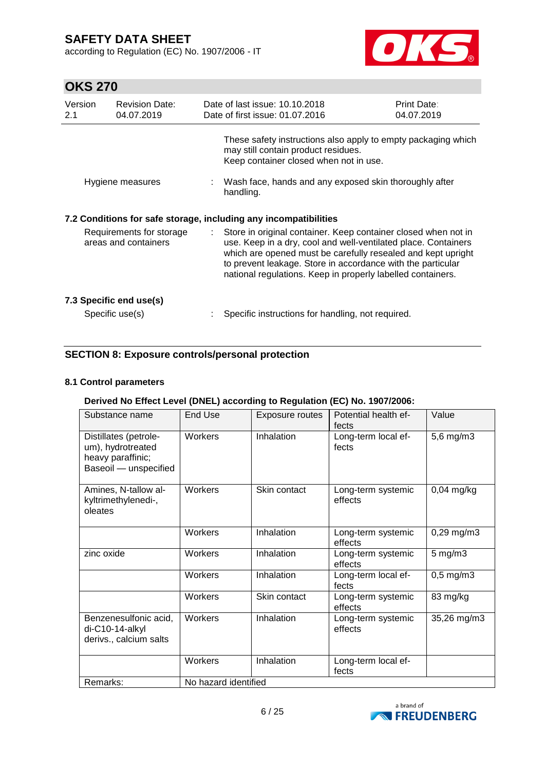These safety instructions also apply to empty packaging which may still contain product residues.
Keep container closed when not in use.

Hygiene measures : Wash face, hands and any exposed skin thoroughly after handling.

### 7.2 Conditions for safe storage, including any incompatibilities

Requirements for storage areas and containers : Store in original container. Keep container closed when not in use. Keep in a dry, cool and well-ventilated place. Containers which are opened must be carefully resealed and kept upright to prevent leakage. Store in accordance with the particular national regulations. Keep in properly labelled containers.

### 7.3 Specific end use(s)

Specific use(s) : Specific instructions for handling, not required.

## SECTION 8: Exposure controls/personal protection

### 8.1 Control parameters

**Derived No Effect Level (DNEL) according to Regulation (EC) No. 1907/2006:**

| Substance name | End Use | Exposure routes | Potential health effects | Value |
|---|---|---|---|---|
| Distillates (petroleum), hydrotreated heavy paraffinic; Baseoil — unspecified | Workers | Inhalation | Long-term local effects | 5,6 mg/m3 |
| Amines, N-tallow alkyltrimethylenedi-, oleates | Workers | Skin contact | Long-term systemic effects | 0,04 mg/kg |
| | Workers | Inhalation | Long-term systemic effects | 0,29 mg/m3 |
| zinc oxide | Workers | Inhalation | Long-term systemic effects | 5 mg/m3 |
| | Workers | Inhalation | Long-term local effects | 0,5 mg/m3 |
| | Workers | Skin contact | Long-term systemic effects | 83 mg/kg |
| Benzenesulfonic acid, di-C10-14-alkyl derivs., calcium salts | Workers | Inhalation | Long-term systemic effects | 35,26 mg/m3 |
| | Workers | Inhalation | Long-term local effects | |
| Remarks: | No hazard identified | | | |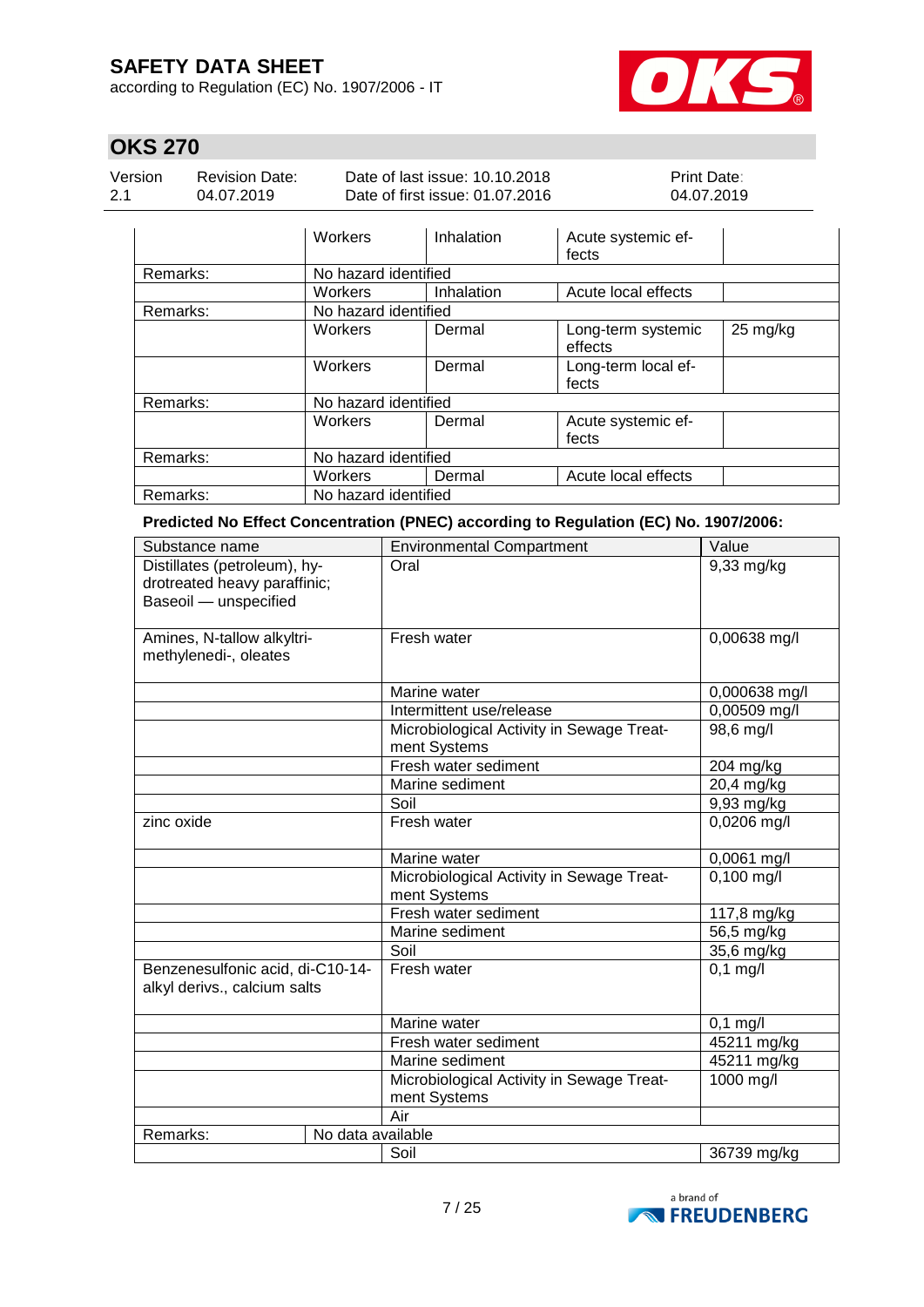| | | | | |
|---|---|---|---|---|
| | Workers | Inhalation | Acute systemic effects | |
| Remarks: | No hazard identified | | | |
| | Workers | Inhalation | Acute local effects | |
| Remarks: | No hazard identified | | | |
| | Workers | Dermal | Long-term systemic effects | 25 mg/kg |
| | Workers | Dermal | Long-term local effects | |
| Remarks: | No hazard identified | | | |
| | Workers | Dermal | Acute systemic effects | |
| Remarks: | No hazard identified | | | |
| | Workers | Dermal | Acute local effects | |
| Remarks: | No hazard identified | | | |

**Predicted No Effect Concentration (PNEC) according to Regulation (EC) No. 1907/2006:**

| Substance name | Environmental Compartment | Value |
|---|---|---|
| Distillates (petroleum), hydrotreated heavy paraffinic; Baseoil — unspecified | Oral | 9,33 mg/kg |
| Amines, N-tallow alkyltrimethylenedi-, oleates | Fresh water | 0,00638 mg/l |
| | Marine water | 0,000638 mg/l |
| | Intermittent use/release | 0,00509 mg/l |
| | Microbiological Activity in Sewage Treatment Systems | 98,6 mg/l |
| | Fresh water sediment | 204 mg/kg |
| | Marine sediment | 20,4 mg/kg |
| | Soil | 9,93 mg/kg |
| zinc oxide | Fresh water | 0,0206 mg/l |
| | Marine water | 0,0061 mg/l |
| | Microbiological Activity in Sewage Treatment Systems | 0,100 mg/l |
| | Fresh water sediment | 117,8 mg/kg |
| | Marine sediment | 56,5 mg/kg |
| | Soil | 35,6 mg/kg |
| Benzenesulfonic acid, di-C10-14-alkyl derivs., calcium salts | Fresh water | 0,1 mg/l |
| | Marine water | 0,1 mg/l |
| | Fresh water sediment | 45211 mg/kg |
| | Marine sediment | 45211 mg/kg |
| | Microbiological Activity in Sewage Treatment Systems | 1000 mg/l |
| | Air | |
| Remarks: | No data available | |
| | Soil | 36739 mg/kg |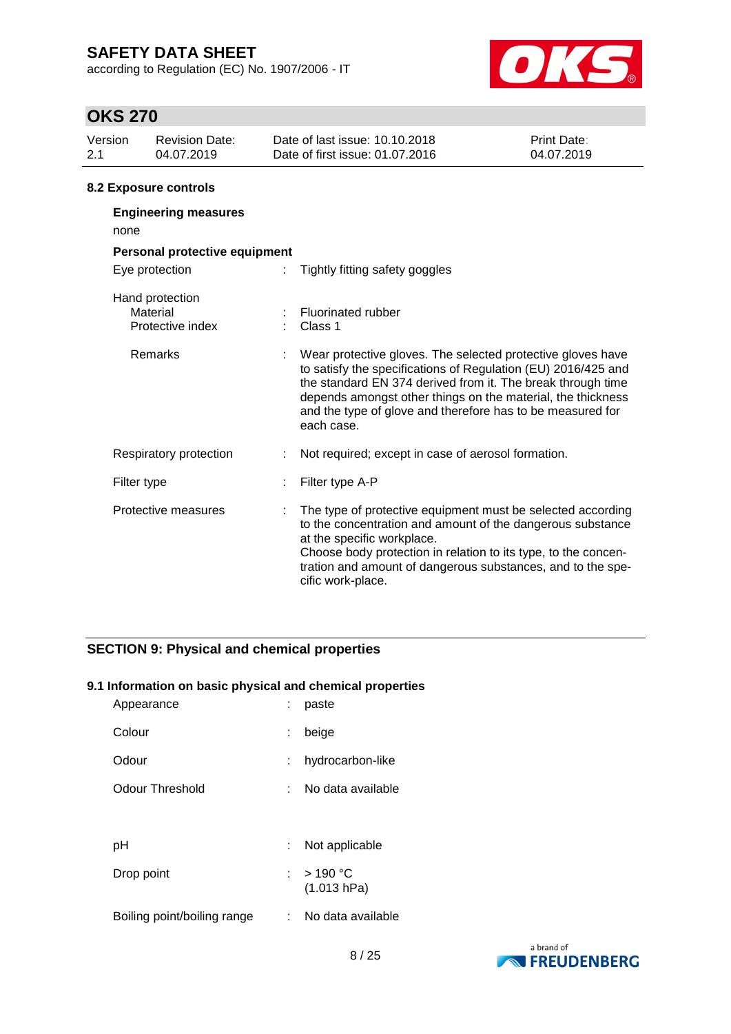#### 8.2 Exposure controls

**Engineering measures**

none

**Personal protective equipment**

| | | |
|---|---|---|
| Eye protection | : | Tightly fitting safety goggles |
| Hand protection | | |
| Material | : | Fluorinated rubber |
| Protective index | : | Class 1 |
| Remarks | : | Wear protective gloves. The selected protective gloves have to satisfy the specifications of Regulation (EU) 2016/425 and the standard EN 374 derived from it. The break through time depends amongst other things on the material, the thickness and the type of glove and therefore has to be measured for each case. |
| Respiratory protection | : | Not required; except in case of aerosol formation. |
| Filter type | : | Filter type A-P |
| Protective measures | : | The type of protective equipment must be selected according to the concentration and amount of the dangerous substance at the specific workplace.<br>Choose body protection in relation to its type, to the concentration and amount of dangerous substances, and to the specific work-place. |

## SECTION 9: Physical and chemical properties

#### 9.1 Information on basic physical and chemical properties

| | | |
|---|---|---|
| Appearance | : | paste |
| Colour | : | beige |
| Odour | : | hydrocarbon-like |
| Odour Threshold | : | No data available |
| pH | : | Not applicable |
| Drop point | : | > 190 °C<br>(1.013 hPa) |
| Boiling point/boiling range | : | No data available |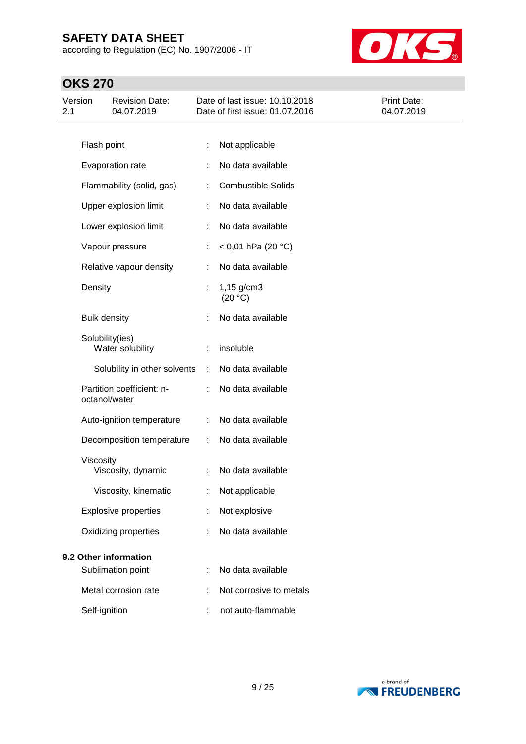| | | |
|---|---|---|
| Flash point | : | Not applicable |
| Evaporation rate | : | No data available |
| Flammability (solid, gas) | : | Combustible Solids |
| Upper explosion limit | : | No data available |
| Lower explosion limit | : | No data available |
| Vapour pressure | : | < 0,01 hPa (20 °C) |
| Relative vapour density | : | No data available |
| Density | : | 1,15 g/cm3 (20 °C) |
| Bulk density | : | No data available |
| Solubility(ies) | | |
| Water solubility | : | insoluble |
| Solubility in other solvents | : | No data available |
| Partition coefficient: n-octanol/water | : | No data available |
| Auto-ignition temperature | : | No data available |
| Decomposition temperature | : | No data available |
| Viscosity | | |
| Viscosity, dynamic | : | No data available |
| Viscosity, kinematic | : | Not applicable |
| Explosive properties | : | Not explosive |
| Oxidizing properties | : | No data available |

**9.2 Other information**

| | | |
|---|---|---|
| Sublimation point | : | No data available |
| Metal corrosion rate | : | Not corrosive to metals |
| Self-ignition | : | not auto-flammable |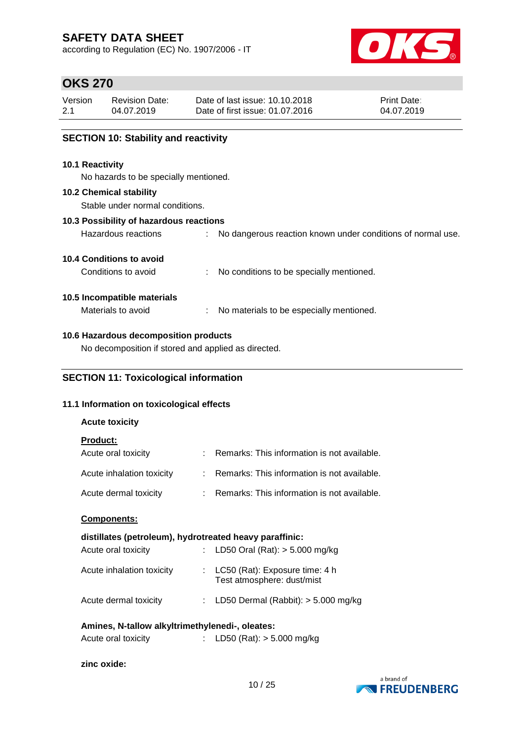## SECTION 10: Stability and reactivity

### 10.1 Reactivity

No hazards to be specially mentioned.

### 10.2 Chemical stability

Stable under normal conditions.

### 10.3 Possibility of hazardous reactions

Hazardous reactions : No dangerous reaction known under conditions of normal use.

### 10.4 Conditions to avoid

Conditions to avoid : No conditions to be specially mentioned.

### 10.5 Incompatible materials

Materials to avoid : No materials to be especially mentioned.

### 10.6 Hazardous decomposition products

No decomposition if stored and applied as directed.

## SECTION 11: Toxicological information

### 11.1 Information on toxicological effects

**Acute toxicity**

**Product:**

Acute oral toxicity : Remarks: This information is not available.

Acute inhalation toxicity : Remarks: This information is not available.

Acute dermal toxicity : Remarks: This information is not available.

**Components:**

**distillates (petroleum), hydrotreated heavy paraffinic:**

Acute oral toxicity : LD50 Oral (Rat): > 5.000 mg/kg

Acute inhalation toxicity : LC50 (Rat): Exposure time: 4 h
Test atmosphere: dust/mist

Acute dermal toxicity : LD50 Dermal (Rabbit): > 5.000 mg/kg

**Amines, N-tallow alkyltrimethylenedi-, oleates:**

Acute oral toxicity : LD50 (Rat): > 5.000 mg/kg

**zinc oxide:**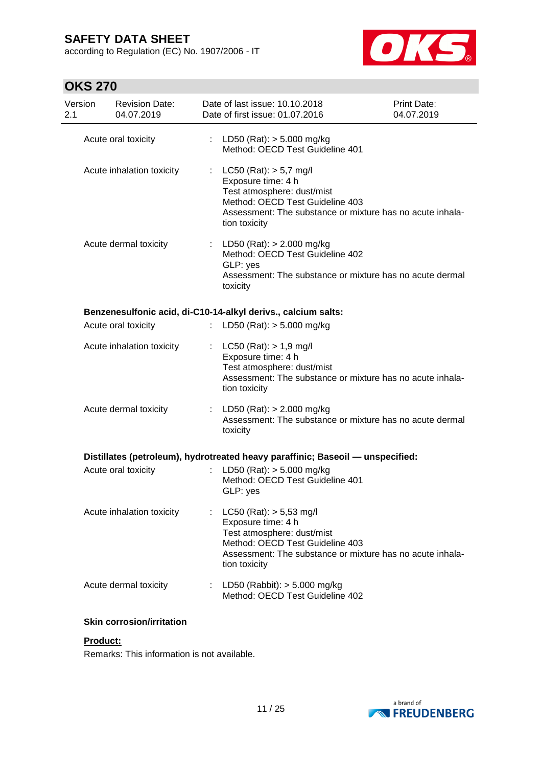Acute oral toxicity : LD50 (Rat): > 5.000 mg/kg
Method: OECD Test Guideline 401

Acute inhalation toxicity : LC50 (Rat): > 5,7 mg/l
Exposure time: 4 h
Test atmosphere: dust/mist
Method: OECD Test Guideline 403
Assessment: The substance or mixture has no acute inhalation toxicity

Acute dermal toxicity : LD50 (Rat): > 2.000 mg/kg
Method: OECD Test Guideline 402
GLP: yes
Assessment: The substance or mixture has no acute dermal toxicity

**Benzenesulfonic acid, di-C10-14-alkyl derivs., calcium salts:**

Acute oral toxicity : LD50 (Rat): > 5.000 mg/kg

Acute inhalation toxicity : LC50 (Rat): > 1,9 mg/l
Exposure time: 4 h
Test atmosphere: dust/mist
Assessment: The substance or mixture has no acute inhalation toxicity

Acute dermal toxicity : LD50 (Rat): > 2.000 mg/kg
Assessment: The substance or mixture has no acute dermal toxicity

**Distillates (petroleum), hydrotreated heavy paraffinic; Baseoil — unspecified:**

Acute oral toxicity : LD50 (Rat): > 5.000 mg/kg
Method: OECD Test Guideline 401
GLP: yes

Acute inhalation toxicity : LC50 (Rat): > 5,53 mg/l
Exposure time: 4 h
Test atmosphere: dust/mist
Method: OECD Test Guideline 403
Assessment: The substance or mixture has no acute inhalation toxicity

Acute dermal toxicity : LD50 (Rabbit): > 5.000 mg/kg
Method: OECD Test Guideline 402

**Skin corrosion/irritation**

**Product:**

Remarks: This information is not available.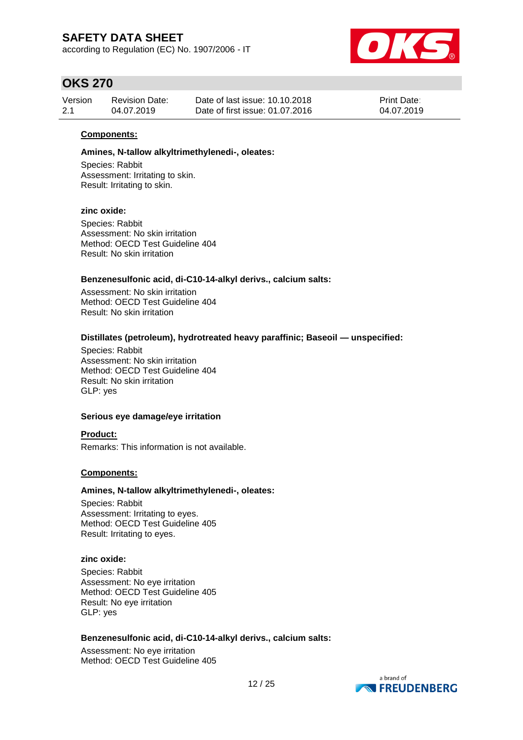**Components:**

**Amines, N-tallow alkyltrimethylenedi-, oleates:**

Species: Rabbit
Assessment: Irritating to skin.
Result: Irritating to skin.

**zinc oxide:**

Species: Rabbit
Assessment: No skin irritation
Method: OECD Test Guideline 404
Result: No skin irritation

**Benzenesulfonic acid, di-C10-14-alkyl derivs., calcium salts:**

Assessment: No skin irritation
Method: OECD Test Guideline 404
Result: No skin irritation

**Distillates (petroleum), hydrotreated heavy paraffinic; Baseoil — unspecified:**

Species: Rabbit
Assessment: No skin irritation
Method: OECD Test Guideline 404
Result: No skin irritation
GLP: yes

**Serious eye damage/eye irritation**

**Product:**

Remarks: This information is not available.

**Components:**

**Amines, N-tallow alkyltrimethylenedi-, oleates:**

Species: Rabbit
Assessment: Irritating to eyes.
Method: OECD Test Guideline 405
Result: Irritating to eyes.

**zinc oxide:**

Species: Rabbit
Assessment: No eye irritation
Method: OECD Test Guideline 405
Result: No eye irritation
GLP: yes

**Benzenesulfonic acid, di-C10-14-alkyl derivs., calcium salts:**

Assessment: No eye irritation
Method: OECD Test Guideline 405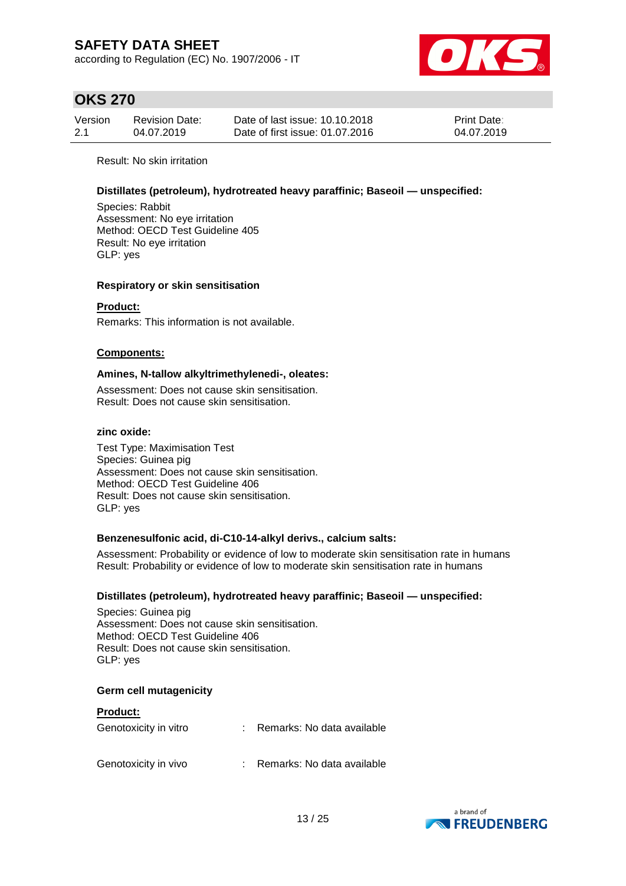Result: No skin irritation

**Distillates (petroleum), hydrotreated heavy paraffinic; Baseoil — unspecified:**

Species: Rabbit
Assessment: No eye irritation
Method: OECD Test Guideline 405
Result: No eye irritation
GLP: yes

**Respiratory or skin sensitisation**

**Product:**

Remarks: This information is not available.

**Components:**

**Amines, N-tallow alkyltrimethylenedi-, oleates:**

Assessment: Does not cause skin sensitisation.
Result: Does not cause skin sensitisation.

**zinc oxide:**

Test Type: Maximisation Test
Species: Guinea pig
Assessment: Does not cause skin sensitisation.
Method: OECD Test Guideline 406
Result: Does not cause skin sensitisation.
GLP: yes

**Benzenesulfonic acid, di-C10-14-alkyl derivs., calcium salts:**

Assessment: Probability or evidence of low to moderate skin sensitisation rate in humans
Result: Probability or evidence of low to moderate skin sensitisation rate in humans

**Distillates (petroleum), hydrotreated heavy paraffinic; Baseoil — unspecified:**

Species: Guinea pig
Assessment: Does not cause skin sensitisation.
Method: OECD Test Guideline 406
Result: Does not cause skin sensitisation.
GLP: yes

**Germ cell mutagenicity**

**Product:**

| | | |
|---|---|---|
| Genotoxicity in vitro | : | Remarks: No data available |
| Genotoxicity in vivo | : | Remarks: No data available |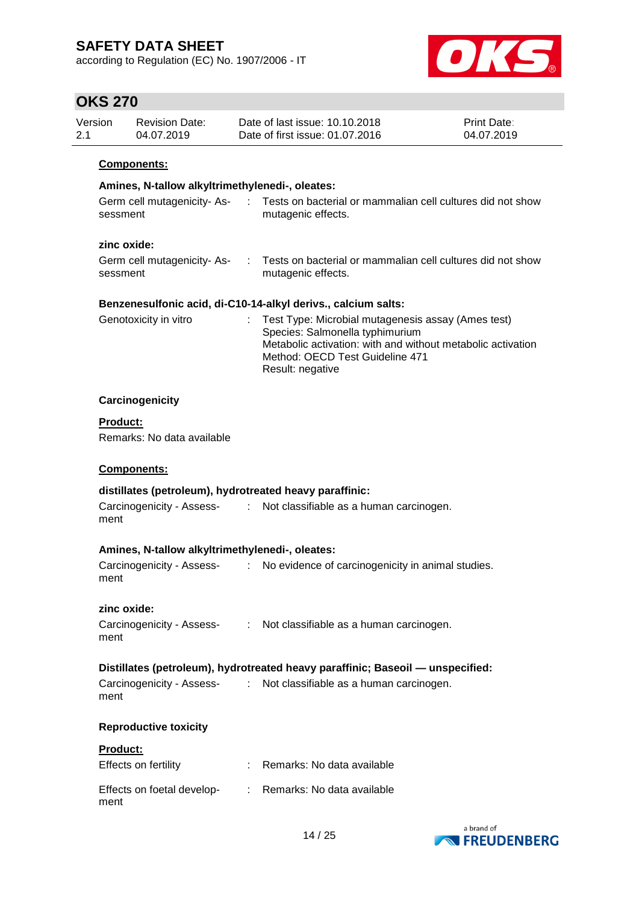**Components:**

**Amines, N-tallow alkyltrimethylenedi-, oleates:**

Germ cell mutagenicity- Assessment : Tests on bacterial or mammalian cell cultures did not show mutagenic effects.

**zinc oxide:**

Germ cell mutagenicity- Assessment : Tests on bacterial or mammalian cell cultures did not show mutagenic effects.

**Benzenesulfonic acid, di-C10-14-alkyl derivs., calcium salts:**

Genotoxicity in vitro : Test Type: Microbial mutagenesis assay (Ames test)
Species: Salmonella typhimurium
Metabolic activation: with and without metabolic activation
Method: OECD Test Guideline 471
Result: negative

**Carcinogenicity**

**Product:**

Remarks: No data available

**Components:**

**distillates (petroleum), hydrotreated heavy paraffinic:**

Carcinogenicity - Assessment : Not classifiable as a human carcinogen.

**Amines, N-tallow alkyltrimethylenedi-, oleates:**

Carcinogenicity - Assessment : No evidence of carcinogenicity in animal studies.

**zinc oxide:**

Carcinogenicity - Assessment : Not classifiable as a human carcinogen.

**Distillates (petroleum), hydrotreated heavy paraffinic; Baseoil — unspecified:**

Carcinogenicity - Assessment : Not classifiable as a human carcinogen.

**Reproductive toxicity**

**Product:**

Effects on fertility : Remarks: No data available

Effects on foetal development : Remarks: No data available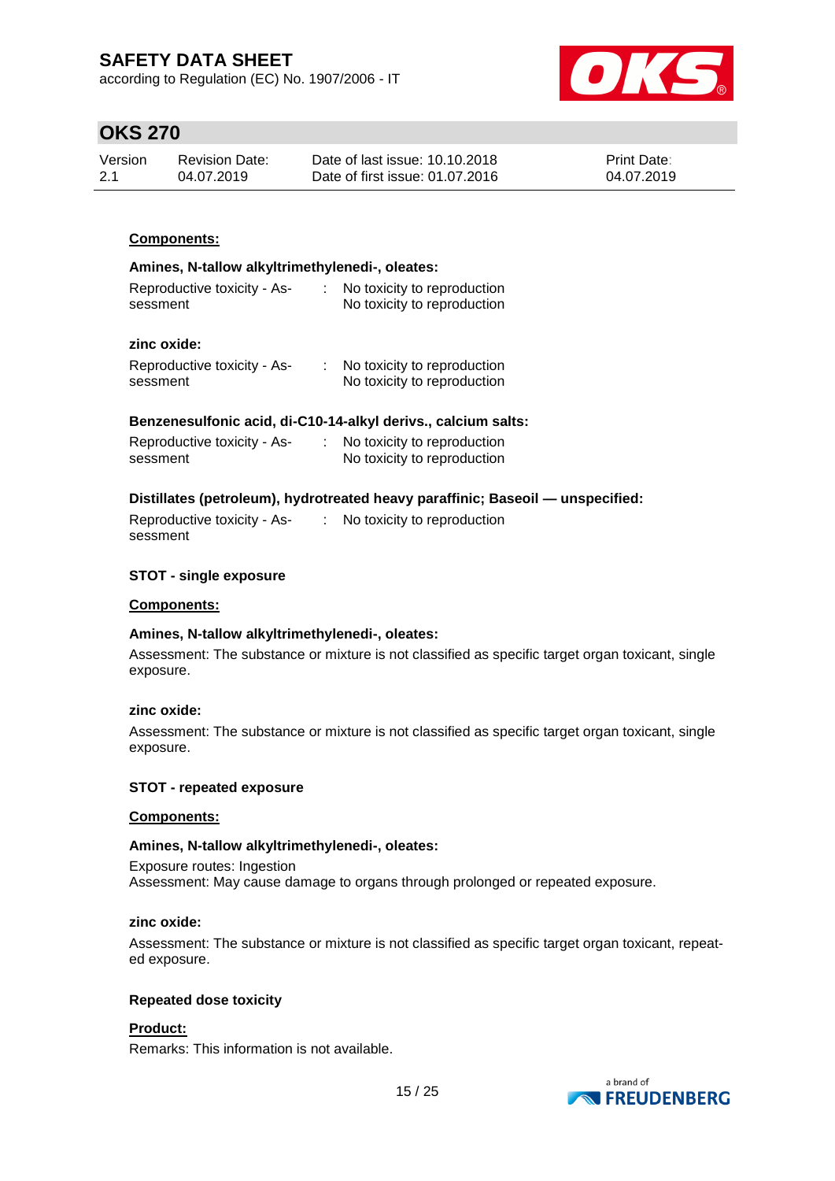**Components:**

**Amines, N-tallow alkyltrimethylenedi-, oleates:**

| | | |
|---|---|---|
| Reproductive toxicity - Assessment | : | No toxicity to reproduction<br>No toxicity to reproduction |

**zinc oxide:**

| | | |
|---|---|---|
| Reproductive toxicity - Assessment | : | No toxicity to reproduction<br>No toxicity to reproduction |

**Benzenesulfonic acid, di-C10-14-alkyl derivs., calcium salts:**

| | | |
|---|---|---|
| Reproductive toxicity - Assessment | : | No toxicity to reproduction<br>No toxicity to reproduction |

**Distillates (petroleum), hydrotreated heavy paraffinic; Baseoil — unspecified:**

| | | |
|---|---|---|
| Reproductive toxicity - Assessment | : | No toxicity to reproduction |

**STOT - single exposure**

**Components:**

**Amines, N-tallow alkyltrimethylenedi-, oleates:**

Assessment: The substance or mixture is not classified as specific target organ toxicant, single exposure.

**zinc oxide:**

Assessment: The substance or mixture is not classified as specific target organ toxicant, single exposure.

**STOT - repeated exposure**

**Components:**

**Amines, N-tallow alkyltrimethylenedi-, oleates:**

Exposure routes: Ingestion
Assessment: May cause damage to organs through prolonged or repeated exposure.

**zinc oxide:**

Assessment: The substance or mixture is not classified as specific target organ toxicant, repeated exposure.

**Repeated dose toxicity**

**Product:**

Remarks: This information is not available.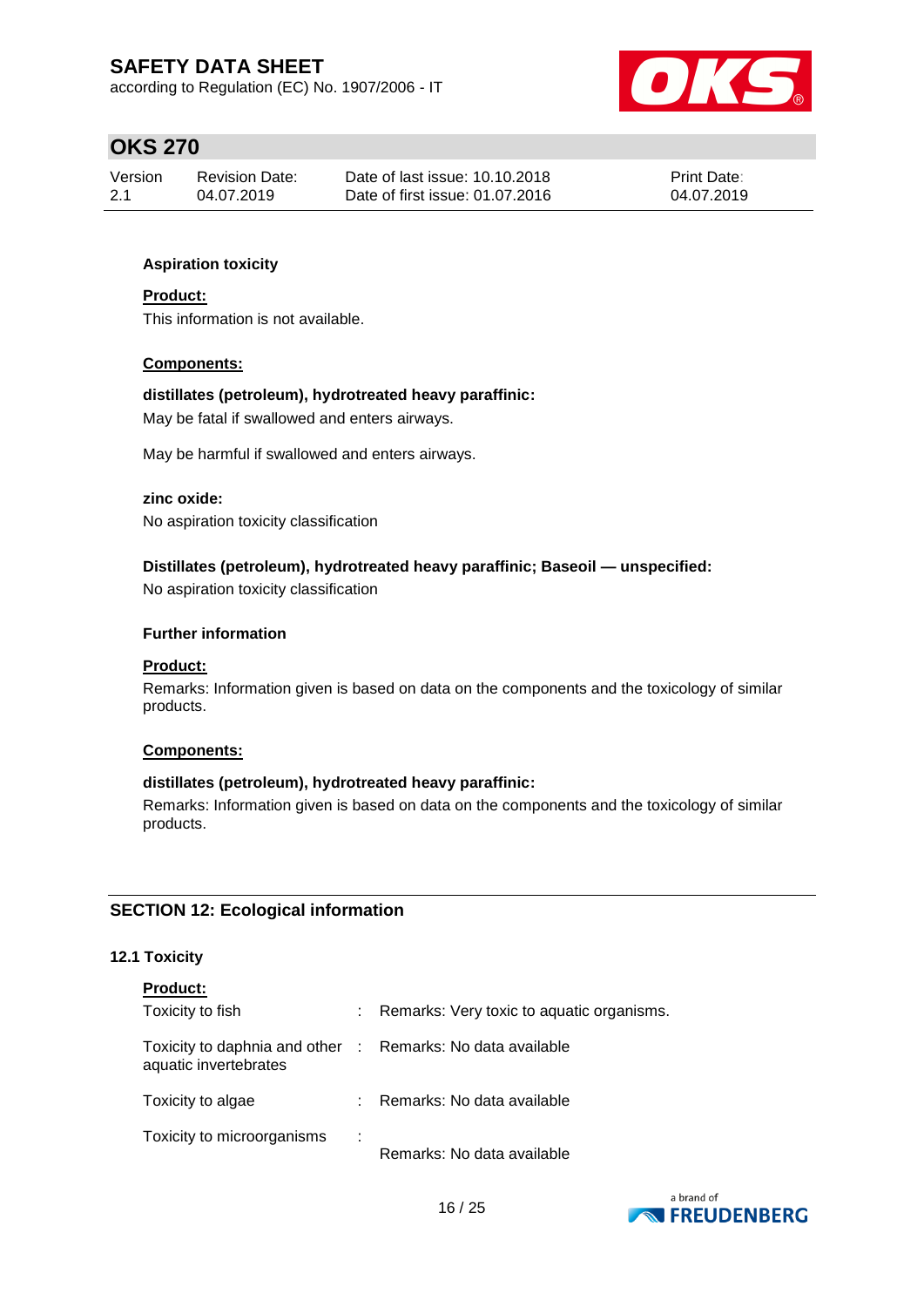**Aspiration toxicity**

**Product:**

This information is not available.

**Components:**

**distillates (petroleum), hydrotreated heavy paraffinic:**

May be fatal if swallowed and enters airways.

May be harmful if swallowed and enters airways.

**zinc oxide:**

No aspiration toxicity classification

**Distillates (petroleum), hydrotreated heavy paraffinic; Baseoil — unspecified:**

No aspiration toxicity classification

**Further information**

**Product:**

Remarks: Information given is based on data on the components and the toxicology of similar products.

**Components:**

**distillates (petroleum), hydrotreated heavy paraffinic:**

Remarks: Information given is based on data on the components and the toxicology of similar products.

## SECTION 12: Ecological information

### 12.1 Toxicity

**Product:**

| | | |
|---|---|---|
| Toxicity to fish | : | Remarks: Very toxic to aquatic organisms. |
| Toxicity to daphnia and other aquatic invertebrates | : | Remarks: No data available |
| Toxicity to algae | : | Remarks: No data available |
| Toxicity to microorganisms | : | Remarks: No data available |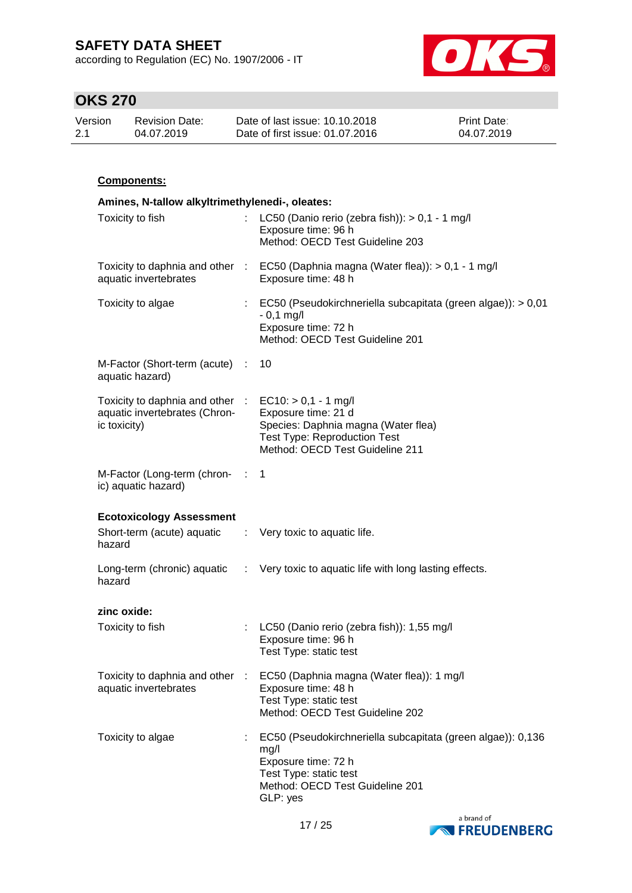**Components:**

**Amines, N-tallow alkyltrimethylenedi-, oleates:**

| | | |
|---|---|---|
| Toxicity to fish | : | LC50 (Danio rerio (zebra fish)): > 0,1 - 1 mg/l<br>Exposure time: 96 h<br>Method: OECD Test Guideline 203 |
| Toxicity to daphnia and other aquatic invertebrates | : | EC50 (Daphnia magna (Water flea)): > 0,1 - 1 mg/l<br>Exposure time: 48 h |
| Toxicity to algae | : | EC50 (Pseudokirchneriella subcapitata (green algae)): > 0,01 - 0,1 mg/l<br>Exposure time: 72 h<br>Method: OECD Test Guideline 201 |
| M-Factor (Short-term (acute) aquatic hazard) | : | 10 |
| Toxicity to daphnia and other aquatic invertebrates (Chronic toxicity) | : | EC10: > 0,1 - 1 mg/l<br>Exposure time: 21 d<br>Species: Daphnia magna (Water flea)<br>Test Type: Reproduction Test<br>Method: OECD Test Guideline 211 |
| M-Factor (Long-term (chronic) aquatic hazard) | : | 1 |

**Ecotoxicology Assessment**

| | | |
|---|---|---|
| Short-term (acute) aquatic hazard | : | Very toxic to aquatic life. |
| Long-term (chronic) aquatic hazard | : | Very toxic to aquatic life with long lasting effects. |

**zinc oxide:**

| | | |
|---|---|---|
| Toxicity to fish | : | LC50 (Danio rerio (zebra fish)): 1,55 mg/l<br>Exposure time: 96 h<br>Test Type: static test |
| Toxicity to daphnia and other aquatic invertebrates | : | EC50 (Daphnia magna (Water flea)): 1 mg/l<br>Exposure time: 48 h<br>Test Type: static test<br>Method: OECD Test Guideline 202 |
| Toxicity to algae | : | EC50 (Pseudokirchneriella subcapitata (green algae)): 0,136 mg/l<br>Exposure time: 72 h<br>Test Type: static test<br>Method: OECD Test Guideline 201<br>GLP: yes |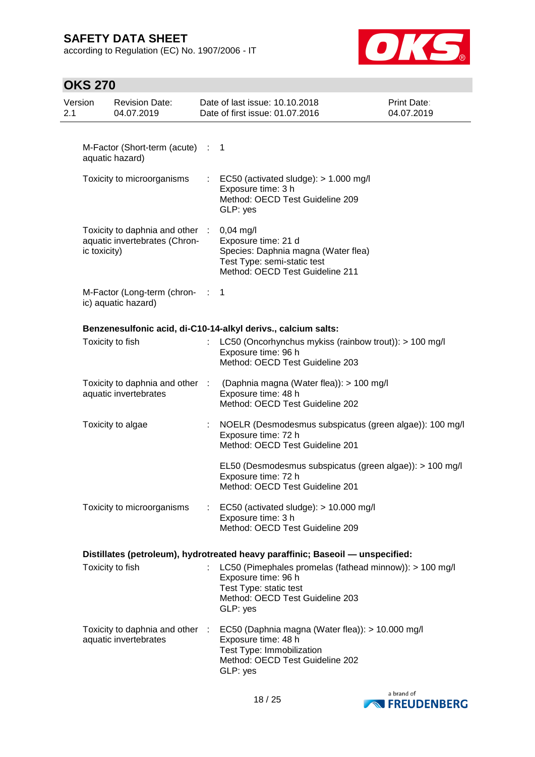M-Factor (Short-term (acute) aquatic hazard) : 1

Toxicity to microorganisms : EC50 (activated sludge): > 1.000 mg/l
Exposure time: 3 h
Method: OECD Test Guideline 209
GLP: yes

Toxicity to daphnia and other aquatic invertebrates (Chronic toxicity) : 0,04 mg/l
Exposure time: 21 d
Species: Daphnia magna (Water flea)
Test Type: semi-static test
Method: OECD Test Guideline 211

M-Factor (Long-term (chronic) aquatic hazard) : 1

**Benzenesulfonic acid, di-C10-14-alkyl derivs., calcium salts:**

Toxicity to fish : LC50 (Oncorhynchus mykiss (rainbow trout)): > 100 mg/l
Exposure time: 96 h
Method: OECD Test Guideline 203

Toxicity to daphnia and other aquatic invertebrates : (Daphnia magna (Water flea)): > 100 mg/l
Exposure time: 48 h
Method: OECD Test Guideline 202

Toxicity to algae : NOELR (Desmodesmus subspicatus (green algae)): 100 mg/l
Exposure time: 72 h
Method: OECD Test Guideline 201

EL50 (Desmodesmus subspicatus (green algae)): > 100 mg/l
Exposure time: 72 h
Method: OECD Test Guideline 201

Toxicity to microorganisms : EC50 (activated sludge): > 10.000 mg/l
Exposure time: 3 h
Method: OECD Test Guideline 209

**Distillates (petroleum), hydrotreated heavy paraffinic; Baseoil — unspecified:**

Toxicity to fish : LC50 (Pimephales promelas (fathead minnow)): > 100 mg/l
Exposure time: 96 h
Test Type: static test
Method: OECD Test Guideline 203
GLP: yes

Toxicity to daphnia and other aquatic invertebrates : EC50 (Daphnia magna (Water flea)): > 10.000 mg/l
Exposure time: 48 h
Test Type: Immobilization
Method: OECD Test Guideline 202
GLP: yes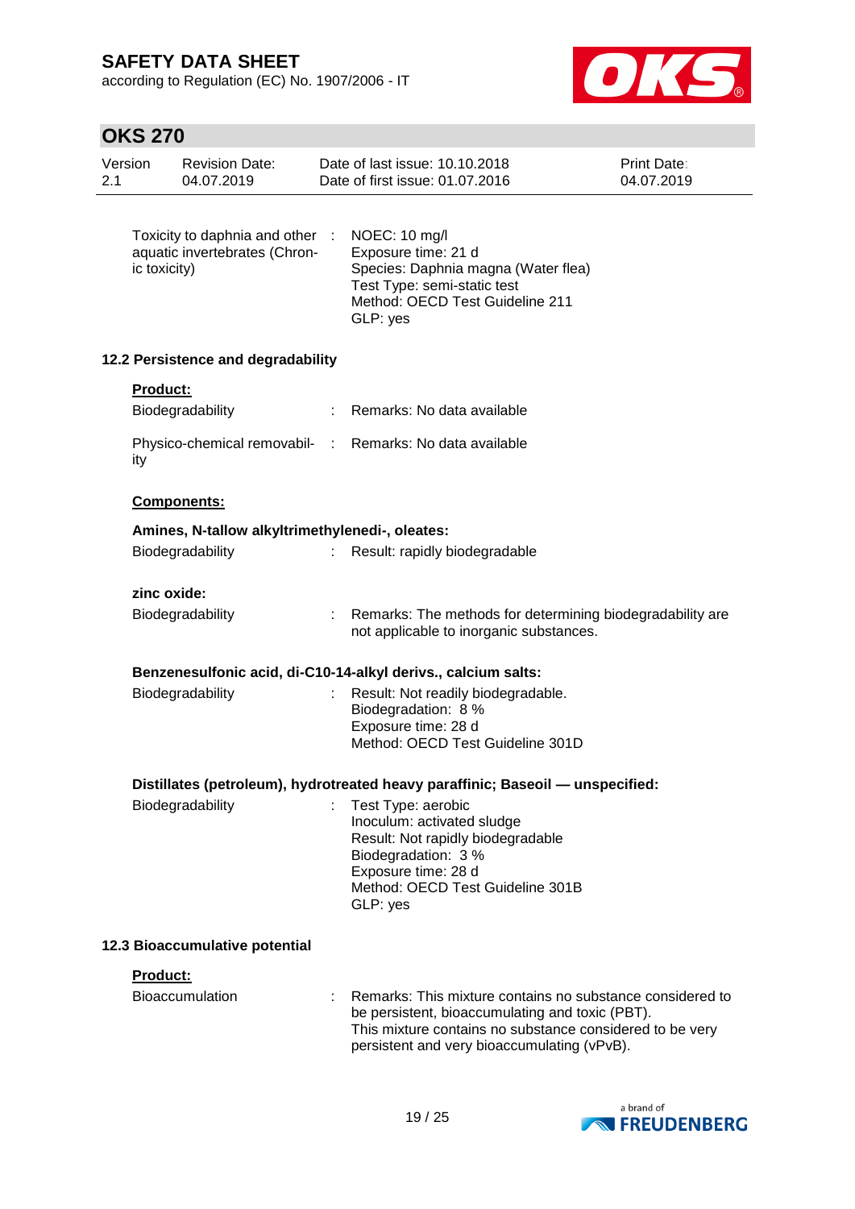| | | |
|---|---|---|
| Toxicity to daphnia and other aquatic invertebrates (Chronic toxicity) | : | NOEC: 10 mg/l<br>Exposure time: 21 d<br>Species: Daphnia magna (Water flea)<br>Test Type: semi-static test<br>Method: OECD Test Guideline 211<br>GLP: yes |

### 12.2 Persistence and degradability

**Product:**

| | | |
|---|---|---|
| Biodegradability | : | Remarks: No data available |
| Physico-chemical removability | : | Remarks: No data available |

**Components:**

**Amines, N-tallow alkyltrimethylenedi-, oleates:**

| | | |
|---|---|---|
| Biodegradability | : | Result: rapidly biodegradable |

**zinc oxide:**

| | | |
|---|---|---|
| Biodegradability | : | Remarks: The methods for determining biodegradability are not applicable to inorganic substances. |

**Benzenesulfonic acid, di-C10-14-alkyl derivs., calcium salts:**

| | | |
|---|---|---|
| Biodegradability | : | Result: Not readily biodegradable.<br>Biodegradation: 8 %<br>Exposure time: 28 d<br>Method: OECD Test Guideline 301D |

**Distillates (petroleum), hydrotreated heavy paraffinic; Baseoil — unspecified:**

| | | |
|---|---|---|
| Biodegradability | : | Test Type: aerobic<br>Inoculum: activated sludge<br>Result: Not rapidly biodegradable<br>Biodegradation: 3 %<br>Exposure time: 28 d<br>Method: OECD Test Guideline 301B<br>GLP: yes |

### 12.3 Bioaccumulative potential

**Product:**

| | | |
|---|---|---|
| Bioaccumulation | : | Remarks: This mixture contains no substance considered to be persistent, bioaccumulating and toxic (PBT).<br>This mixture contains no substance considered to be very persistent and very bioaccumulating (vPvB). |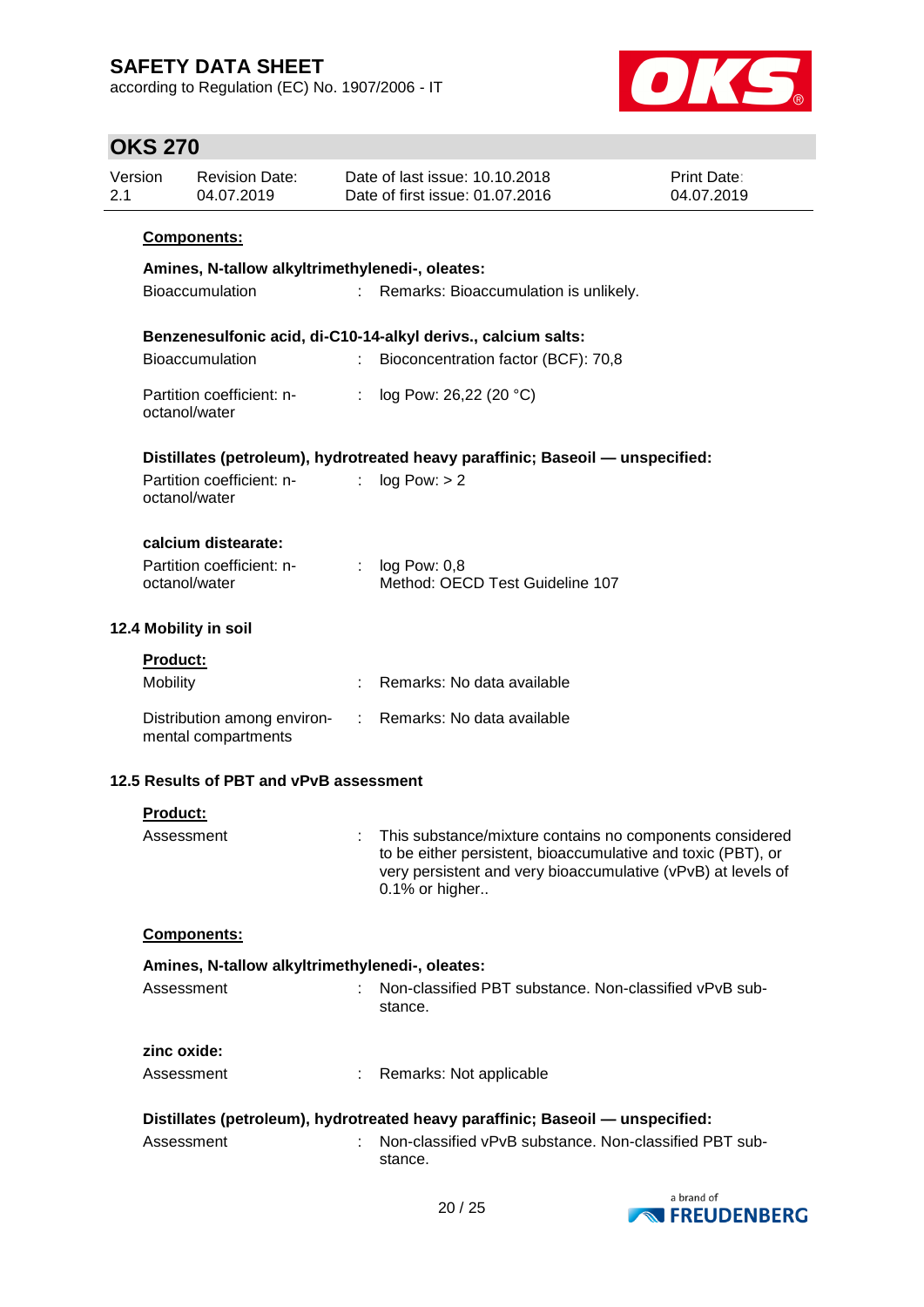**Components:**

**Amines, N-tallow alkyltrimethylenedi-, oleates:**

Bioaccumulation : Remarks: Bioaccumulation is unlikely.

**Benzenesulfonic acid, di-C10-14-alkyl derivs., calcium salts:**

Bioaccumulation : Bioconcentration factor (BCF): 70,8

Partition coefficient: n-octanol/water : log Pow: 26,22 (20 °C)

**Distillates (petroleum), hydrotreated heavy paraffinic; Baseoil — unspecified:**

Partition coefficient: n-octanol/water : log Pow: > 2

**calcium distearate:**

Partition coefficient: n-octanol/water : log Pow: 0,8
Method: OECD Test Guideline 107

### 12.4 Mobility in soil

**Product:**

Mobility : Remarks: No data available

Distribution among environmental compartments : Remarks: No data available

### 12.5 Results of PBT and vPvB assessment

**Product:**

Assessment : This substance/mixture contains no components considered to be either persistent, bioaccumulative and toxic (PBT), or very persistent and very bioaccumulative (vPvB) at levels of 0.1% or higher..

**Components:**

**Amines, N-tallow alkyltrimethylenedi-, oleates:**

Assessment : Non-classified PBT substance. Non-classified vPvB substance.

**zinc oxide:**

Assessment : Remarks: Not applicable

**Distillates (petroleum), hydrotreated heavy paraffinic; Baseoil — unspecified:**

Assessment : Non-classified vPvB substance. Non-classified PBT substance.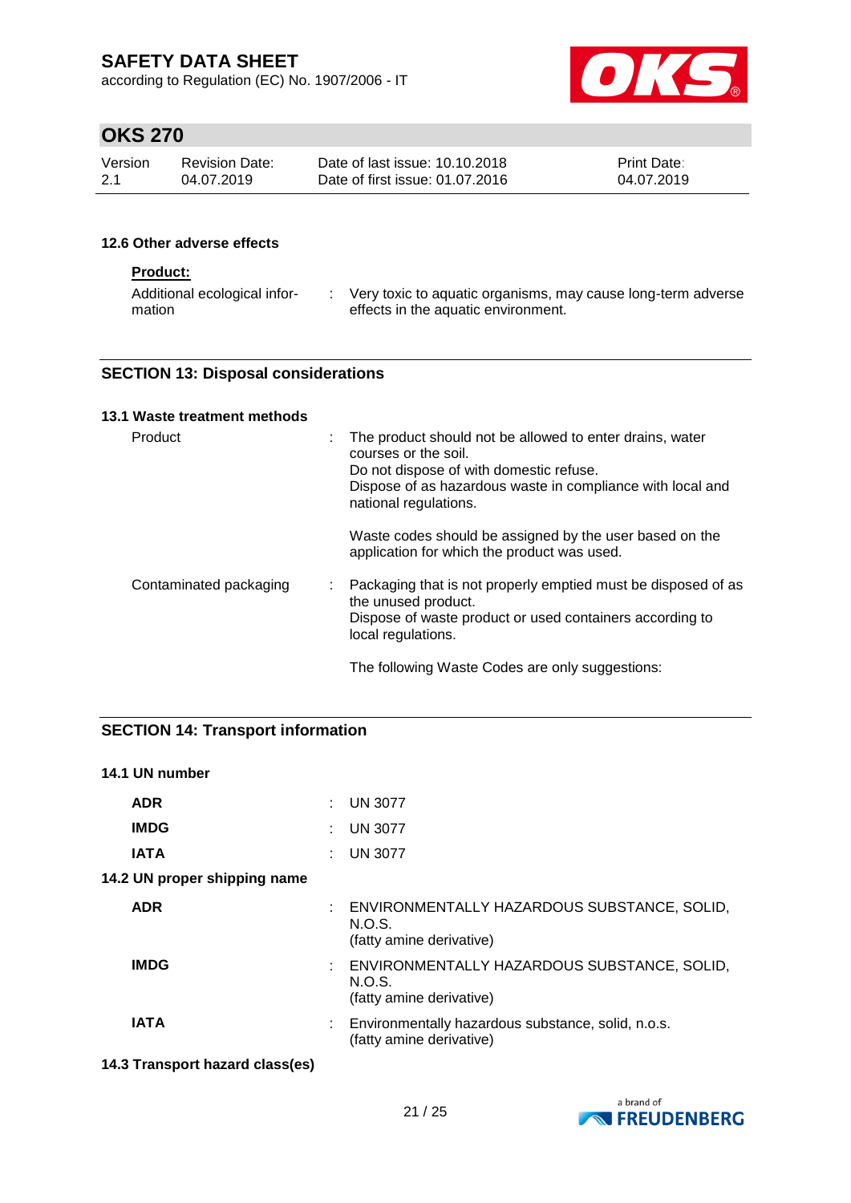### 12.6 Other adverse effects

**Product:**

| | |
|---|---|
| Additional ecological information | Very toxic to aquatic organisms, may cause long-term adverse effects in the aquatic environment. |

## SECTION 13: Disposal considerations

### 13.1 Waste treatment methods

| | |
|---|---|
| Product | The product should not be allowed to enter drains, water courses or the soil.<br>Do not dispose of with domestic refuse.<br>Dispose of as hazardous waste in compliance with local and national regulations.<br><br>Waste codes should be assigned by the user based on the application for which the product was used. |
| Contaminated packaging | Packaging that is not properly emptied must be disposed of as the unused product.<br>Dispose of waste product or used containers according to local regulations.<br><br>The following Waste Codes are only suggestions: |

## SECTION 14: Transport information

### 14.1 UN number

| | |
|---|---|
| **ADR** | UN 3077 |
| **IMDG** | UN 3077 |
| **IATA** | UN 3077 |

### 14.2 UN proper shipping name

| | |
|---|---|
| **ADR** | ENVIRONMENTALLY HAZARDOUS SUBSTANCE, SOLID, N.O.S.<br>(fatty amine derivative) |
| **IMDG** | ENVIRONMENTALLY HAZARDOUS SUBSTANCE, SOLID, N.O.S.<br>(fatty amine derivative) |
| **IATA** | Environmentally hazardous substance, solid, n.o.s.<br>(fatty amine derivative) |

### 14.3 Transport hazard class(es)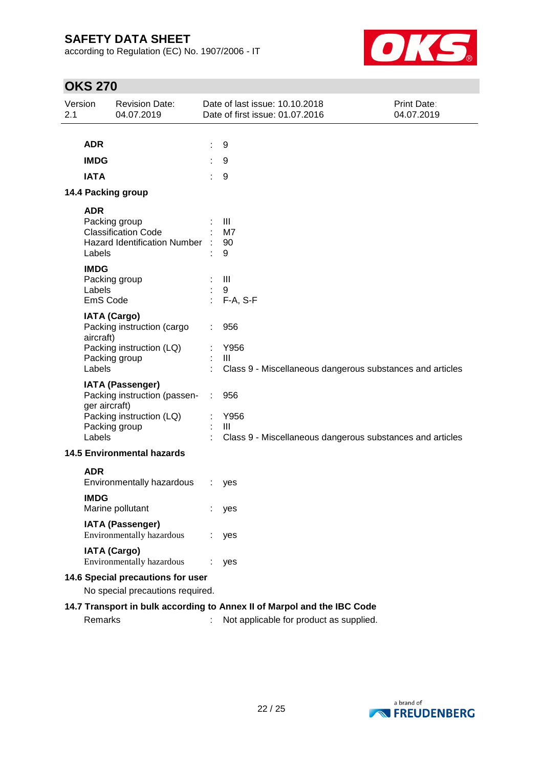| | | |
|---|---|---|
| **ADR** | : | 9 |
| **IMDG** | : | 9 |
| **IATA** | : | 9 |

### 14.4 Packing group

**ADR**

| | | |
|---|---|---|
| Packing group | : | III |
| Classification Code | : | M7 |
| Hazard Identification Number | : | 90 |
| Labels | : | 9 |

**IMDG**

| | | |
|---|---|---|
| Packing group | : | III |
| Labels | : | 9 |
| EmS Code | : | F-A, S-F |

**IATA (Cargo)**

| | | |
|---|---|---|
| Packing instruction (cargo aircraft) | : | 956 |
| Packing instruction (LQ) | : | Y956 |
| Packing group | : | III |
| Labels | : | Class 9 - Miscellaneous dangerous substances and articles |

**IATA (Passenger)**

| | | |
|---|---|---|
| Packing instruction (passenger aircraft) | : | 956 |
| Packing instruction (LQ) | : | Y956 |
| Packing group | : | III |
| Labels | : | Class 9 - Miscellaneous dangerous substances and articles |

### 14.5 Environmental hazards

**ADR**

| | | |
|---|---|---|
| Environmentally hazardous | : | yes |

**IMDG**

| | | |
|---|---|---|
| Marine pollutant | : | yes |

**IATA (Passenger)**

| | | |
|---|---|---|
| Environmentally hazardous | : | yes |

**IATA (Cargo)**

| | | |
|---|---|---|
| Environmentally hazardous | : | yes |

### 14.6 Special precautions for user

No special precautions required.

### 14.7 Transport in bulk according to Annex II of Marpol and the IBC Code

| | | |
|---|---|---|
| Remarks | : | Not applicable for product as supplied. |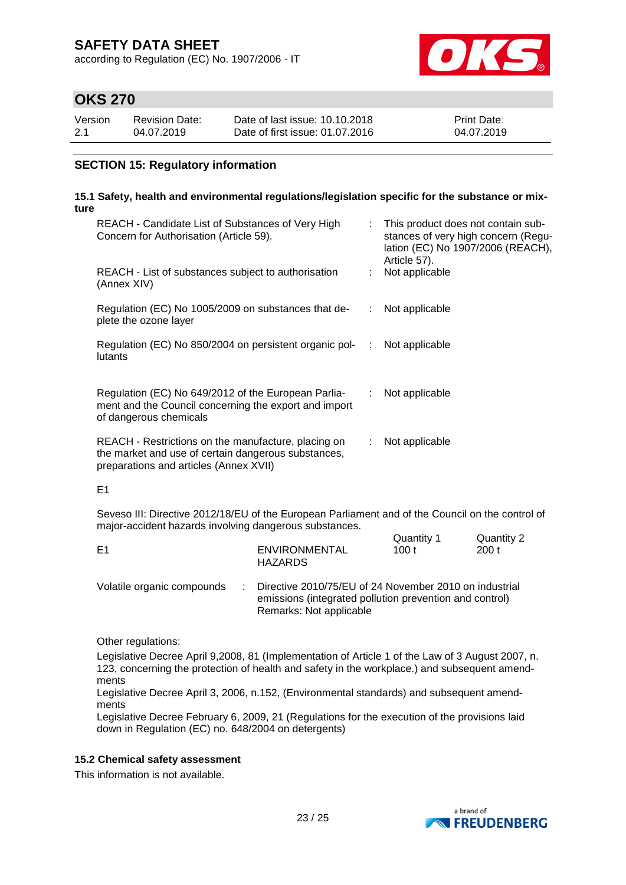## SECTION 15: Regulatory information

### 15.1 Safety, health and environmental regulations/legislation specific for the substance or mixture

| | | |
|---|---|---|
| REACH - Candidate List of Substances of Very High Concern for Authorisation (Article 59). | : | This product does not contain substances of very high concern (Regulation (EC) No 1907/2006 (REACH), Article 57). |
| REACH - List of substances subject to authorisation (Annex XIV) | : | Not applicable |
| Regulation (EC) No 1005/2009 on substances that deplete the ozone layer | : | Not applicable |
| Regulation (EC) No 850/2004 on persistent organic pollutants | : | Not applicable |
| Regulation (EC) No 649/2012 of the European Parliament and the Council concerning the export and import of dangerous chemicals | : | Not applicable |
| REACH - Restrictions on the manufacture, placing on the market and use of certain dangerous substances, preparations and articles (Annex XVII) | : | Not applicable |

E1

Seveso III: Directive 2012/18/EU of the European Parliament and of the Council on the control of major-accident hazards involving dangerous substances.

| | | Quantity 1 | Quantity 2 |
|---|---|---|---|
| E1 | ENVIRONMENTAL HAZARDS | 100 t | 200 t |

Volatile organic compounds : Directive 2010/75/EU of 24 November 2010 on industrial emissions (integrated pollution prevention and control)
Remarks: Not applicable

Other regulations:

Legislative Decree April 9,2008, 81 (Implementation of Article 1 of the Law of 3 August 2007, n. 123, concerning the protection of health and safety in the workplace.) and subsequent amendments
Legislative Decree April 3, 2006, n.152, (Environmental standards) and subsequent amendments
Legislative Decree February 6, 2009, 21 (Regulations for the execution of the provisions laid down in Regulation (EC) no. 648/2004 on detergents)

### 15.2 Chemical safety assessment

This information is not available.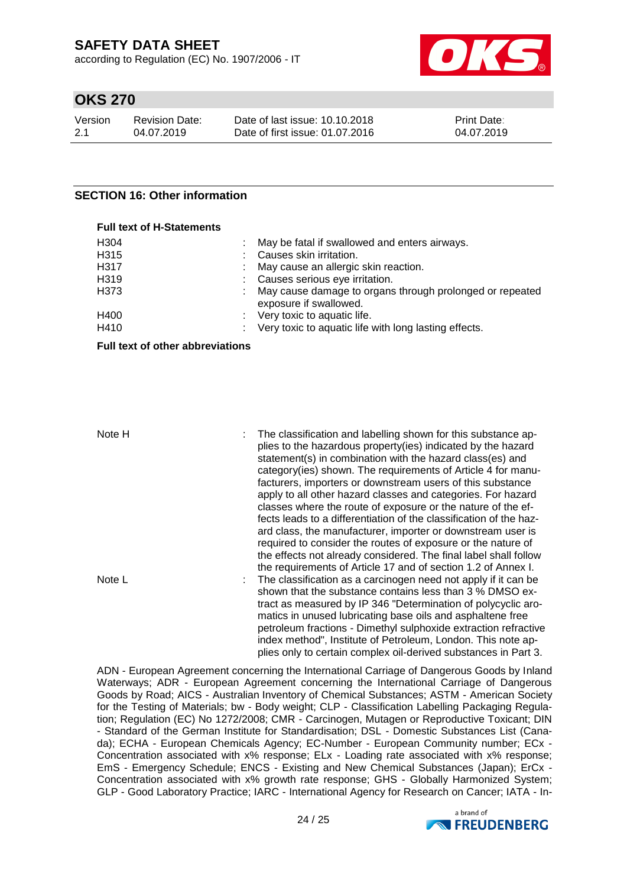## SECTION 16: Other information

**Full text of H-Statements**

| | |
|---|---|
| H304 | : May be fatal if swallowed and enters airways. |
| H315 | : Causes skin irritation. |
| H317 | : May cause an allergic skin reaction. |
| H319 | : Causes serious eye irritation. |
| H373 | : May cause damage to organs through prolonged or repeated exposure if swallowed. |
| H400 | : Very toxic to aquatic life. |
| H410 | : Very toxic to aquatic life with long lasting effects. |

**Full text of other abbreviations**

| | |
|---|---|
| Note H | : The classification and labelling shown for this substance applies to the hazardous property(ies) indicated by the hazard statement(s) in combination with the hazard class(es) and category(ies) shown. The requirements of Article 4 for manufacturers, importers or downstream users of this substance apply to all other hazard classes and categories. For hazard classes where the route of exposure or the nature of the effects leads to a differentiation of the classification of the hazard class, the manufacturer, importer or downstream user is required to consider the routes of exposure or the nature of the effects not already considered. The final label shall follow the requirements of Article 17 and of section 1.2 of Annex I. |
| Note L | : The classification as a carcinogen need not apply if it can be shown that the substance contains less than 3 % DMSO extract as measured by IP 346 "Determination of polycyclic aromatics in unused lubricating base oils and asphaltene free petroleum fractions - Dimethyl sulphoxide extraction refractive index method", Institute of Petroleum, London. This note applies only to certain complex oil-derived substances in Part 3. |

ADN - European Agreement concerning the International Carriage of Dangerous Goods by Inland Waterways; ADR - European Agreement concerning the International Carriage of Dangerous Goods by Road; AICS - Australian Inventory of Chemical Substances; ASTM - American Society for the Testing of Materials; bw - Body weight; CLP - Classification Labelling Packaging Regulation; Regulation (EC) No 1272/2008; CMR - Carcinogen, Mutagen or Reproductive Toxicant; DIN - Standard of the German Institute for Standardisation; DSL - Domestic Substances List (Canada); ECHA - European Chemicals Agency; EC-Number - European Community number; ECx - Concentration associated with x% response; ELx - Loading rate associated with x% response; EmS - Emergency Schedule; ENCS - Existing and New Chemical Substances (Japan); ErCx - Concentration associated with x% growth rate response; GHS - Globally Harmonized System; GLP - Good Laboratory Practice; IARC - International Agency for Research on Cancer; IATA - In-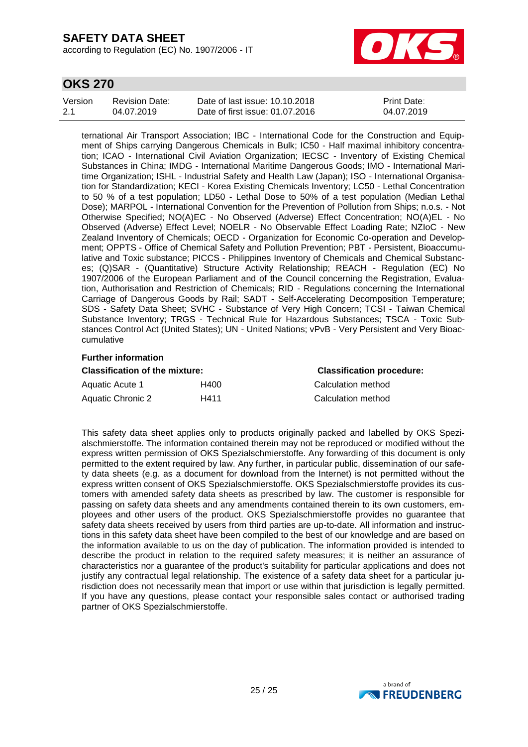ternational Air Transport Association; IBC - International Code for the Construction and Equipment of Ships carrying Dangerous Chemicals in Bulk; IC50 - Half maximal inhibitory concentration; ICAO - International Civil Aviation Organization; IECSC - Inventory of Existing Chemical Substances in China; IMDG - International Maritime Dangerous Goods; IMO - International Maritime Organization; ISHL - Industrial Safety and Health Law (Japan); ISO - International Organisation for Standardization; KECI - Korea Existing Chemicals Inventory; LC50 - Lethal Concentration to 50 % of a test population; LD50 - Lethal Dose to 50% of a test population (Median Lethal Dose); MARPOL - International Convention for the Prevention of Pollution from Ships; n.o.s. - Not Otherwise Specified; NO(A)EC - No Observed (Adverse) Effect Concentration; NO(A)EL - No Observed (Adverse) Effect Level; NOELR - No Observable Effect Loading Rate; NZIoC - New Zealand Inventory of Chemicals; OECD - Organization for Economic Co-operation and Development; OPPTS - Office of Chemical Safety and Pollution Prevention; PBT - Persistent, Bioaccumulative and Toxic substance; PICCS - Philippines Inventory of Chemicals and Chemical Substances; (Q)SAR - (Quantitative) Structure Activity Relationship; REACH - Regulation (EC) No 1907/2006 of the European Parliament and of the Council concerning the Registration, Evaluation, Authorisation and Restriction of Chemicals; RID - Regulations concerning the International Carriage of Dangerous Goods by Rail; SADT - Self-Accelerating Decomposition Temperature; SDS - Safety Data Sheet; SVHC - Substance of Very High Concern; TCSI - Taiwan Chemical Substance Inventory; TRGS - Technical Rule for Hazardous Substances; TSCA - Toxic Substances Control Act (United States); UN - United Nations; vPvB - Very Persistent and Very Bioaccumulative

**Further information**

| **Classification of the mixture:** | | **Classification procedure:** |
|---|---|---|
| Aquatic Acute 1 | H400 | Calculation method |
| Aquatic Chronic 2 | H411 | Calculation method |

This safety data sheet applies only to products originally packed and labelled by OKS Spezialschmierstoffe. The information contained therein may not be reproduced or modified without the express written permission of OKS Spezialschmierstoffe. Any forwarding of this document is only permitted to the extent required by law. Any further, in particular public, dissemination of our safety data sheets (e.g. as a document for download from the Internet) is not permitted without the express written consent of OKS Spezialschmierstoffe. OKS Spezialschmierstoffe provides its customers with amended safety data sheets as prescribed by law. The customer is responsible for passing on safety data sheets and any amendments contained therein to its own customers, employees and other users of the product. OKS Spezialschmierstoffe provides no guarantee that safety data sheets received by users from third parties are up-to-date. All information and instructions in this safety data sheet have been compiled to the best of our knowledge and are based on the information available to us on the day of publication. The information provided is intended to describe the product in relation to the required safety measures; it is neither an assurance of characteristics nor a guarantee of the product's suitability for particular applications and does not justify any contractual legal relationship. The existence of a safety data sheet for a particular jurisdiction does not necessarily mean that import or use within that jurisdiction is legally permitted. If you have any questions, please contact your responsible sales contact or authorised trading partner of OKS Spezialschmierstoffe.